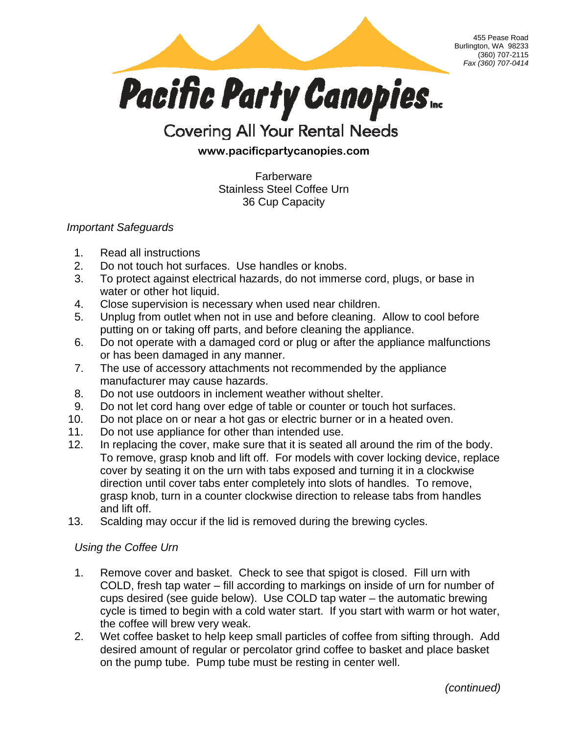455 Pease Road
Burlington, WA 98233
(360) 707-2115
*Fax (360) 707-0414*

# Pacific Party Canopies Inc

Covering All Your Rental Needs

**www.pacificpartycanopies.com**

## Farberware
## Stainless Steel Coffee Urn
## 36 Cup Capacity

*Important Safeguards*

1. Read all instructions
2. Do not touch hot surfaces. Use handles or knobs.
3. To protect against electrical hazards, do not immerse cord, plugs, or base in water or other hot liquid.
4. Close supervision is necessary when used near children.
5. Unplug from outlet when not in use and before cleaning. Allow to cool before putting on or taking off parts, and before cleaning the appliance.
6. Do not operate with a damaged cord or plug or after the appliance malfunctions or has been damaged in any manner.
7. The use of accessory attachments not recommended by the appliance manufacturer may cause hazards.
8. Do not use outdoors in inclement weather without shelter.
9. Do not let cord hang over edge of table or counter or touch hot surfaces.
10. Do not place on or near a hot gas or electric burner or in a heated oven.
11. Do not use appliance for other than intended use.
12. In replacing the cover, make sure that it is seated all around the rim of the body. To remove, grasp knob and lift off. For models with cover locking device, replace cover by seating it on the urn with tabs exposed and turning it in a clockwise direction until cover tabs enter completely into slots of handles. To remove, grasp knob, turn in a counter clockwise direction to release tabs from handles and lift off.
13. Scalding may occur if the lid is removed during the brewing cycles.

*Using the Coffee Urn*

1. Remove cover and basket. Check to see that spigot is closed. Fill urn with COLD, fresh tap water – fill according to markings on inside of urn for number of cups desired (see guide below). Use COLD tap water – the automatic brewing cycle is timed to begin with a cold water start. If you start with warm or hot water, the coffee will brew very weak.
2. Wet coffee basket to help keep small particles of coffee from sifting through. Add desired amount of regular or percolator grind coffee to basket and place basket on the pump tube. Pump tube must be resting in center well.

*(continued)*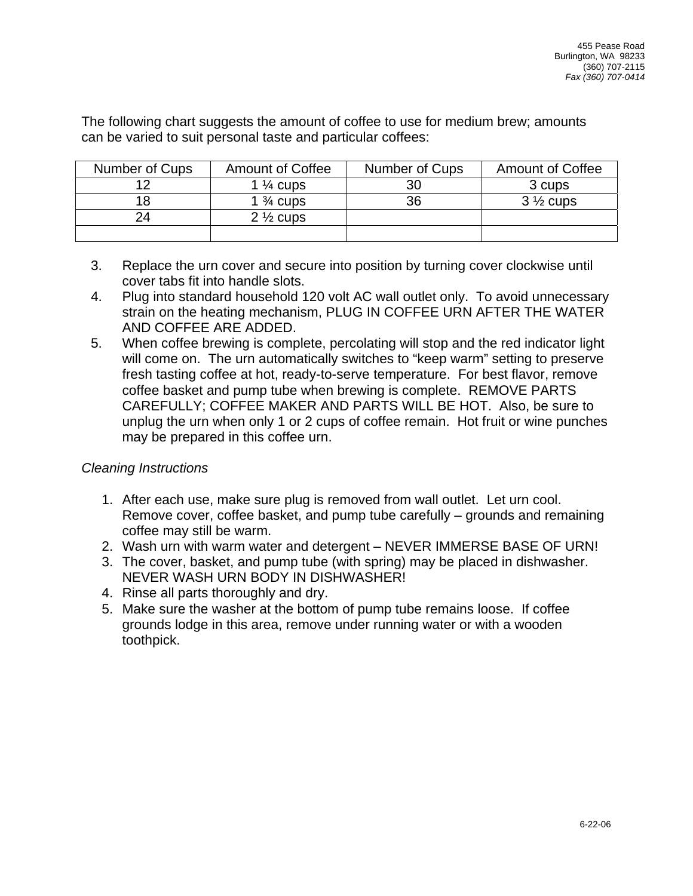455 Pease Road
Burlington, WA 98233
(360) 707-2115
*Fax (360) 707-0414*

The following chart suggests the amount of coffee to use for medium brew; amounts can be varied to suit personal taste and particular coffees:

| Number of Cups | Amount of Coffee | Number of Cups | Amount of Coffee |
|---|---|---|---|
| 12 | 1 ¼ cups | 30 | 3 cups |
| 18 | 1 ¾ cups | 36 | 3 ½ cups |
| 24 | 2 ½ cups | | |
| | | | |

3. Replace the urn cover and secure into position by turning cover clockwise until cover tabs fit into handle slots.
4. Plug into standard household 120 volt AC wall outlet only. To avoid unnecessary strain on the heating mechanism, PLUG IN COFFEE URN AFTER THE WATER AND COFFEE ARE ADDED.
5. When coffee brewing is complete, percolating will stop and the red indicator light will come on. The urn automatically switches to "keep warm" setting to preserve fresh tasting coffee at hot, ready-to-serve temperature. For best flavor, remove coffee basket and pump tube when brewing is complete. REMOVE PARTS CAREFULLY; COFFEE MAKER AND PARTS WILL BE HOT. Also, be sure to unplug the urn when only 1 or 2 cups of coffee remain. Hot fruit or wine punches may be prepared in this coffee urn.

*Cleaning Instructions*

1. After each use, make sure plug is removed from wall outlet. Let urn cool. Remove cover, coffee basket, and pump tube carefully – grounds and remaining coffee may still be warm.
2. Wash urn with warm water and detergent – NEVER IMMERSE BASE OF URN!
3. The cover, basket, and pump tube (with spring) may be placed in dishwasher. NEVER WASH URN BODY IN DISHWASHER!
4. Rinse all parts thoroughly and dry.
5. Make sure the washer at the bottom of pump tube remains loose. If coffee grounds lodge in this area, remove under running water or with a wooden toothpick.

6-22-06